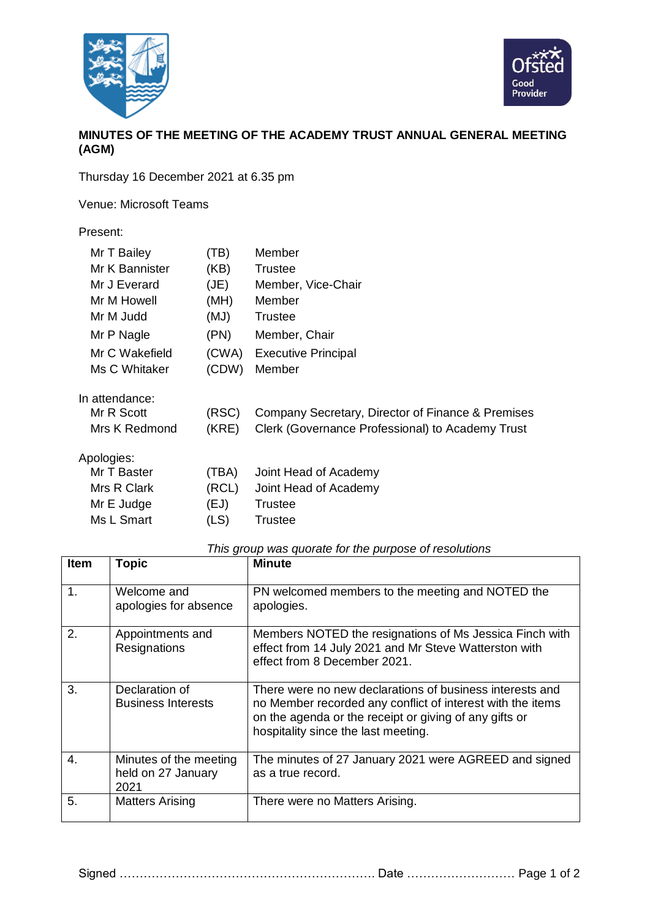# MINUTES OF THE MEETING OF THE ACADEMY TRUST ANNUAL GENERAL MEETING (AGM)

Thursday 16 December 2021 at 6.35 pm

Venue: Microsoft Teams

Present:

| | | |
|---|---|---|
| Mr T Bailey | (TB) | Member |
| Mr K Bannister | (KB) | Trustee |
| Mr J Everard | (JE) | Member, Vice-Chair |
| Mr M Howell | (MH) | Member |
| Mr M Judd | (MJ) | Trustee |
| Mr P Nagle | (PN) | Member, Chair |
| Mr C Wakefield | (CWA) | Executive Principal |
| Ms C Whitaker | (CDW) | Member |

In attendance:

| | | |
|---|---|---|
| Mr R Scott | (RSC) | Company Secretary, Director of Finance & Premises |
| Mrs K Redmond | (KRE) | Clerk (Governance Professional) to Academy Trust |

Apologies:

| | | |
|---|---|---|
| Mr T Baster | (TBA) | Joint Head of Academy |
| Mrs R Clark | (RCL) | Joint Head of Academy |
| Mr E Judge | (EJ) | Trustee |
| Ms L Smart | (LS) | Trustee |

*This group was quorate for the purpose of resolutions*

| Item | Topic | Minute |
|---|---|---|
| 1. | Welcome and apologies for absence | PN welcomed members to the meeting and NOTED the apologies. |
| 2. | Appointments and Resignations | Members NOTED the resignations of Ms Jessica Finch with effect from 14 July 2021 and Mr Steve Watterston with effect from 8 December 2021. |
| 3. | Declaration of Business Interests | There were no new declarations of business interests and no Member recorded any conflict of interest with the items on the agenda or the receipt or giving of any gifts or hospitality since the last meeting. |
| 4. | Minutes of the meeting held on 27 January 2021 | The minutes of 27 January 2021 were AGREED and signed as a true record. |
| 5. | Matters Arising | There were no Matters Arising. |

Signed ……………………………………………………… Date ………………………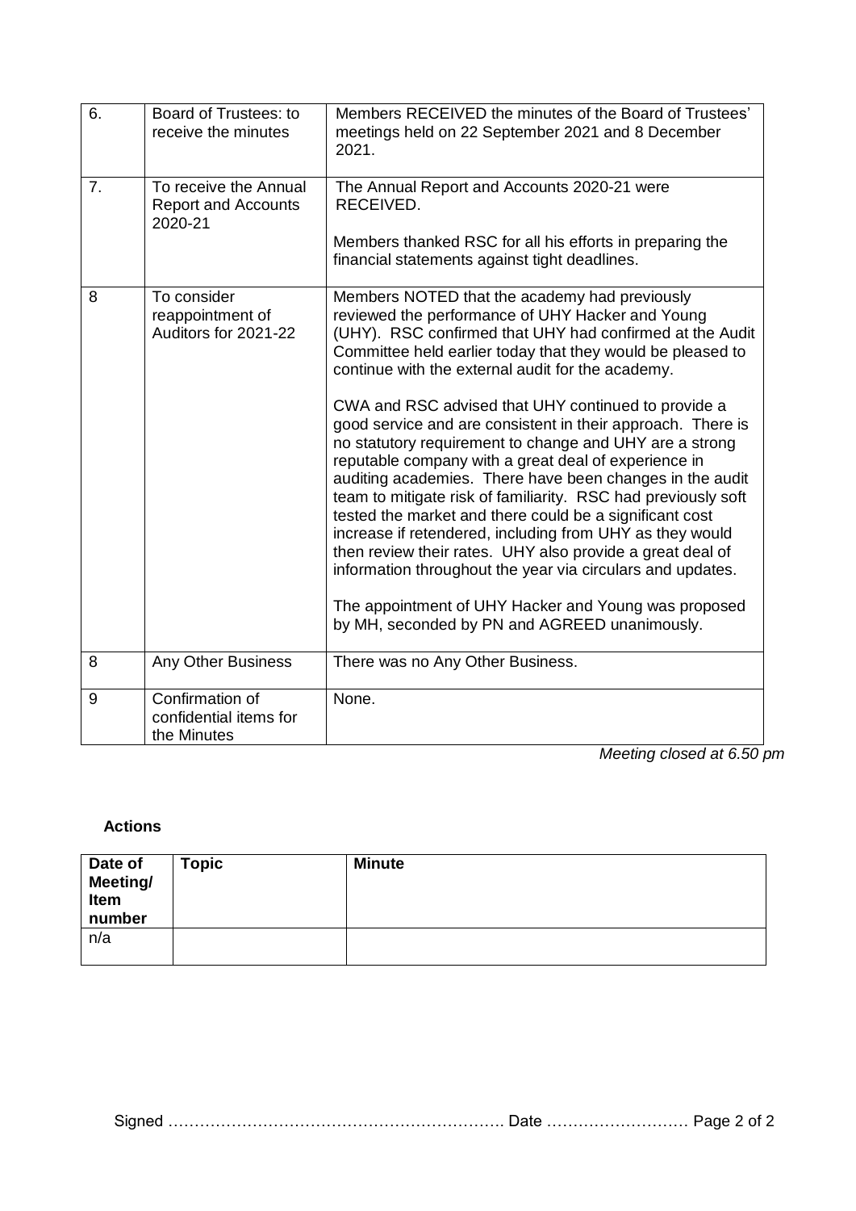| | | |
|---|---|---|
| 6. | Board of Trustees: to receive the minutes | Members RECEIVED the minutes of the Board of Trustees' meetings held on 22 September 2021 and 8 December 2021. |
| 7. | To receive the Annual Report and Accounts 2020-21 | The Annual Report and Accounts 2020-21 were RECEIVED.<br><br>Members thanked RSC for all his efforts in preparing the financial statements against tight deadlines. |
| 8 | To consider reappointment of Auditors for 2021-22 | Members NOTED that the academy had previously reviewed the performance of UHY Hacker and Young (UHY). RSC confirmed that UHY had confirmed at the Audit Committee held earlier today that they would be pleased to continue with the external audit for the academy.<br><br>CWA and RSC advised that UHY continued to provide a good service and are consistent in their approach. There is no statutory requirement to change and UHY are a strong reputable company with a great deal of experience in auditing academies. There have been changes in the audit team to mitigate risk of familiarity. RSC had previously soft tested the market and there could be a significant cost increase if retendered, including from UHY as they would then review their rates. UHY also provide a great deal of information throughout the year via circulars and updates.<br><br>The appointment of UHY Hacker and Young was proposed by MH, seconded by PN and AGREED unanimously. |
| 8 | Any Other Business | There was no Any Other Business. |
| 9 | Confirmation of confidential items for the Minutes | None. |

*Meeting closed at 6.50 pm*

**Actions**

| Date of Meeting/ Item number | Topic | Minute |
|---|---|---|
| n/a | | |

Signed ………………………………………………………. Date ………………………